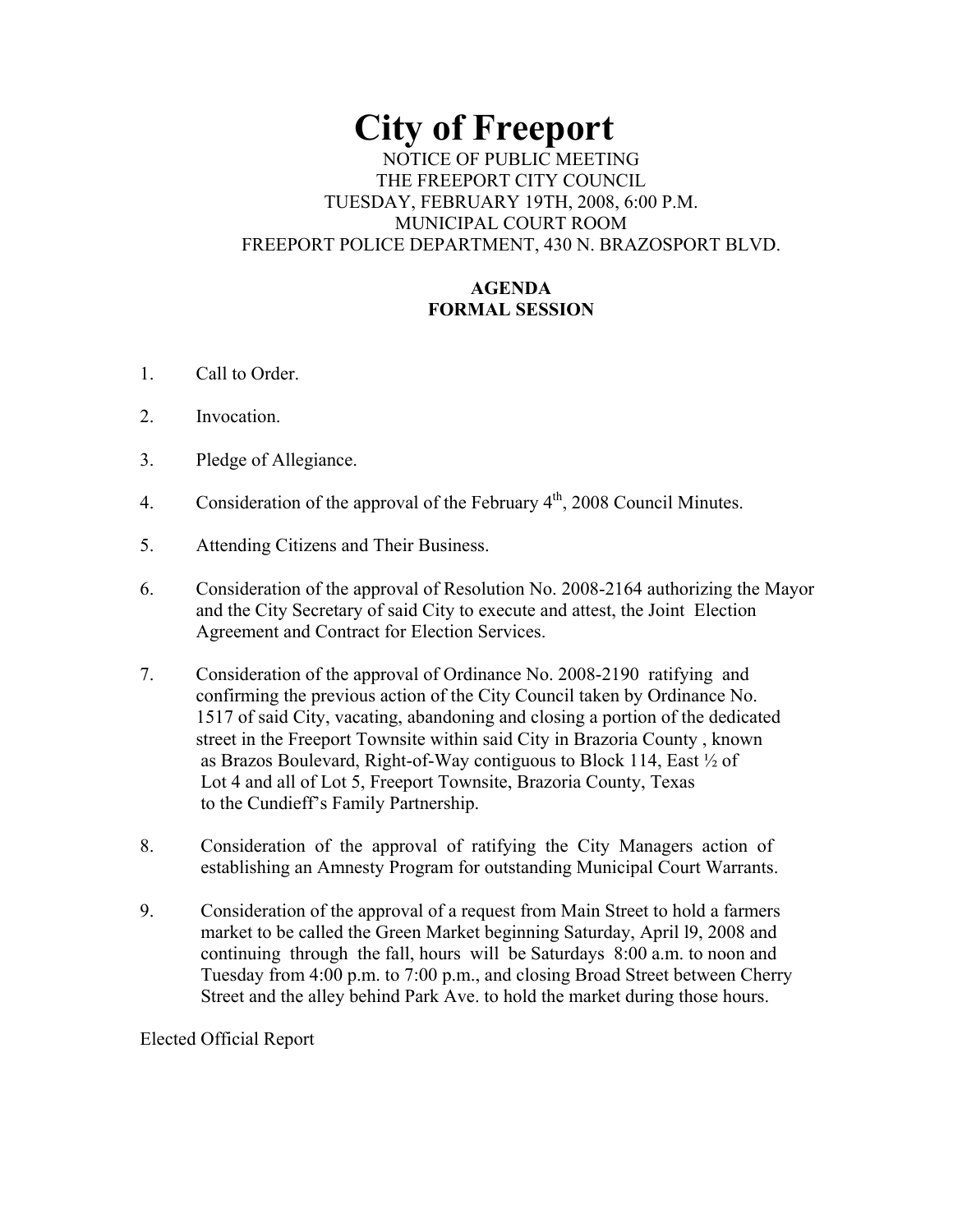// City of Freeport

NOTICE OF PUBLIC MEETING
THE FREEPORT CITY COUNCIL
TUESDAY, FEBRUARY 19TH, 2008, 6:00 P.M.
MUNICIPAL COURT ROOM
FREEPORT POLICE DEPARTMENT, 430 N. BRAZOSPORT BLVD.

**AGENDA**
**FORMAL SESSION**

1. Call to Order.

2. Invocation.

3. Pledge of Allegiance.

4. Consideration of the approval of the February 4th, 2008 Council Minutes.

5. Attending Citizens and Their Business.

6. Consideration of the approval of Resolution No. 2008-2164 authorizing the Mayor and the City Secretary of said City to execute and attest, the Joint Election Agreement and Contract for Election Services.

7. Consideration of the approval of Ordinance No. 2008-2190 ratifying and confirming the previous action of the City Council taken by Ordinance No. 1517 of said City, vacating, abandoning and closing a portion of the dedicated street in the Freeport Townsite within said City in Brazoria County , known as Brazos Boulevard, Right-of-Way contiguous to Block 114, East ½ of Lot 4 and all of Lot 5, Freeport Townsite, Brazoria County, Texas to the Cundieff's Family Partnership.

8. Consideration of the approval of ratifying the City Managers action of establishing an Amnesty Program for outstanding Municipal Court Warrants.

9. Consideration of the approval of a request from Main Street to hold a farmers market to be called the Green Market beginning Saturday, April l9, 2008 and continuing through the fall, hours will be Saturdays 8:00 a.m. to noon and Tuesday from 4:00 p.m. to 7:00 p.m., and closing Broad Street between Cherry Street and the alley behind Park Ave. to hold the market during those hours.

Elected Official Report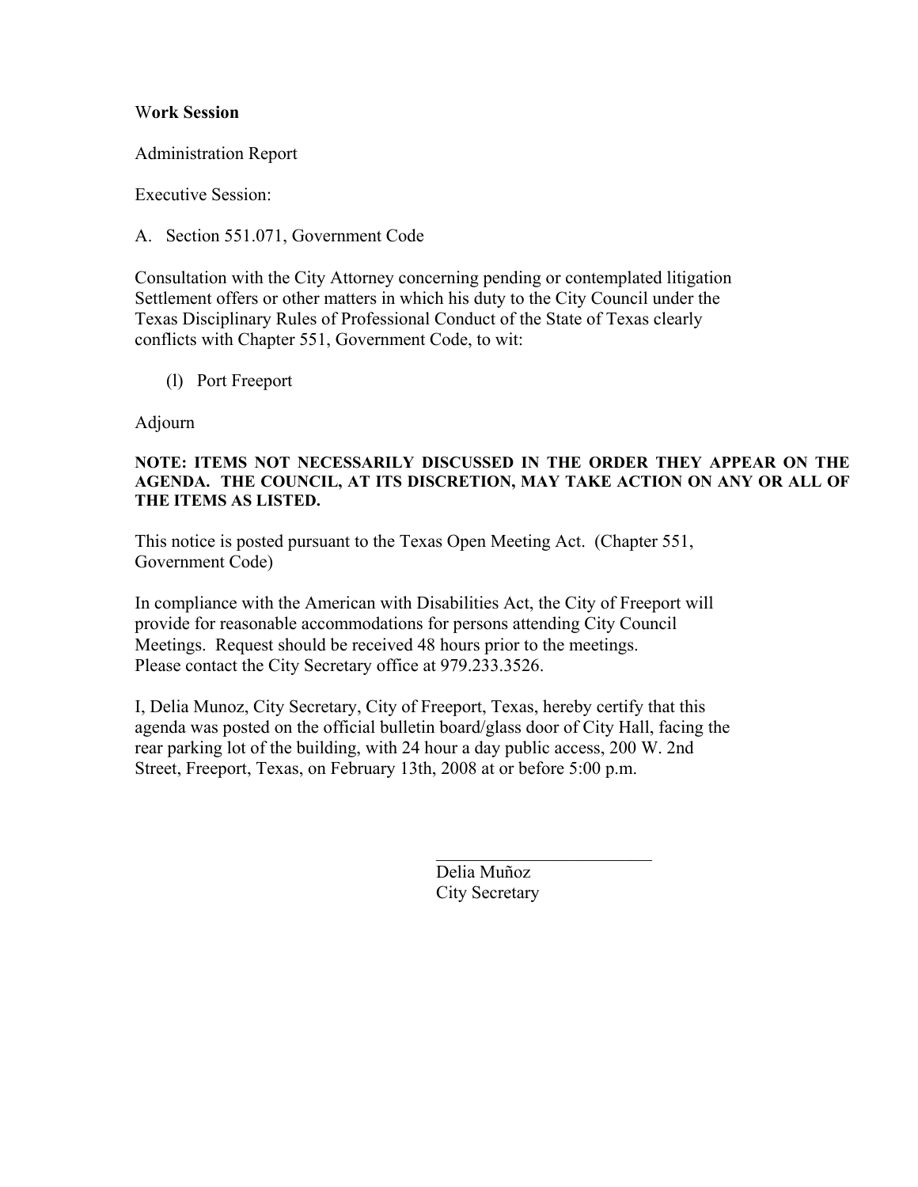**Work Session**

Administration Report

Executive Session:

A. Section 551.071, Government Code

Consultation with the City Attorney concerning pending or contemplated litigation Settlement offers or other matters in which his duty to the City Council under the Texas Disciplinary Rules of Professional Conduct of the State of Texas clearly conflicts with Chapter 551, Government Code, to wit:

(l) Port Freeport

Adjourn

**NOTE: ITEMS NOT NECESSARILY DISCUSSED IN THE ORDER THEY APPEAR ON THE AGENDA. THE COUNCIL, AT ITS DISCRETION, MAY TAKE ACTION ON ANY OR ALL OF THE ITEMS AS LISTED.**

This notice is posted pursuant to the Texas Open Meeting Act. (Chapter 551, Government Code)

In compliance with the American with Disabilities Act, the City of Freeport will provide for reasonable accommodations for persons attending City Council Meetings. Request should be received 48 hours prior to the meetings. Please contact the City Secretary office at 979.233.3526.

I, Delia Munoz, City Secretary, City of Freeport, Texas, hereby certify that this agenda was posted on the official bulletin board/glass door of City Hall, facing the rear parking lot of the building, with 24 hour a day public access, 200 W. 2nd Street, Freeport, Texas, on February 13th, 2008 at or before 5:00 p.m.

\_\_\_\_\_\_\_\_\_\_\_\_\_\_\_\_\_\_\_\_\_\_\_\_

Delia Muñoz  
City Secretary